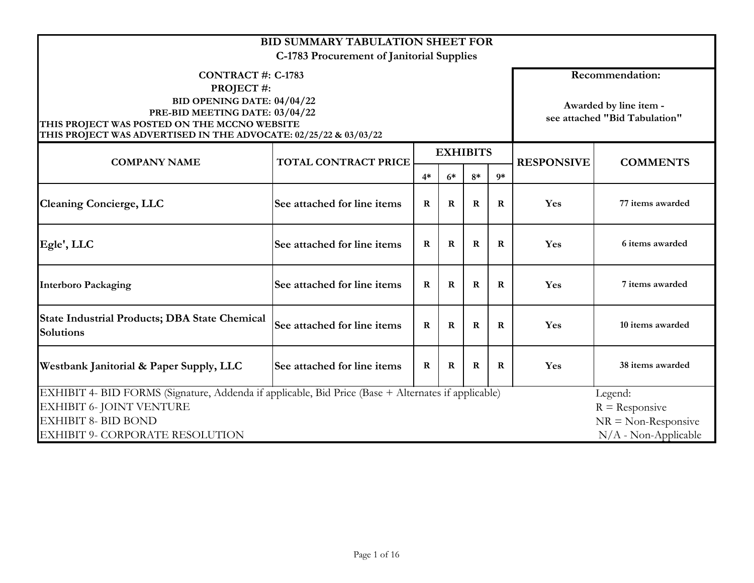# BID SUMMARY TABULATION SHEET FOR
## C-1783 Procurement of Janitorial Supplies

**CONTRACT #: C-1783**
**PROJECT #:**
**BID OPENING DATE: 04/04/22**
**PRE-BID MEETING DATE: 03/04/22**
**THIS PROJECT WAS POSTED ON THE MCCNO WEBSITE**
**THIS PROJECT WAS ADVERTISED IN THE ADVOCATE: 02/25/22 & 03/03/22**

**Recommendation:**

**Awarded by line item - see attached "Bid Tabulation"**

| COMPANY NAME | TOTAL CONTRACT PRICE | EXHIBITS | | | | RESPONSIVE | COMMENTS |
|---|---|---|---|---|---|---|---|
| | | 4* | 6* | 8* | 9* | | |
| **Cleaning Concierge, LLC** | **See attached for line items** | **R** | **R** | **R** | **R** | **Yes** | **77 items awarded** |
| **Egle', LLC** | **See attached for line items** | **R** | **R** | **R** | **R** | **Yes** | **6 items awarded** |
| **Interboro Packaging** | **See attached for line items** | **R** | **R** | **R** | **R** | **Yes** | **7 items awarded** |
| **State Industrial Products; DBA State Chemical Solutions** | **See attached for line items** | **R** | **R** | **R** | **R** | **Yes** | **10 items awarded** |
| **Westbank Janitorial & Paper Supply, LLC** | **See attached for line items** | **R** | **R** | **R** | **R** | **Yes** | **38 items awarded** |

EXHIBIT 4- BID FORMS (Signature, Addenda if applicable, Bid Price (Base + Alternates if applicable)
EXHIBIT 6- JOINT VENTURE
EXHIBIT 8- BID BOND
EXHIBIT 9- CORPORATE RESOLUTION

Legend:
R = Responsive
NR = Non-Responsive
N/A - Non-Applicable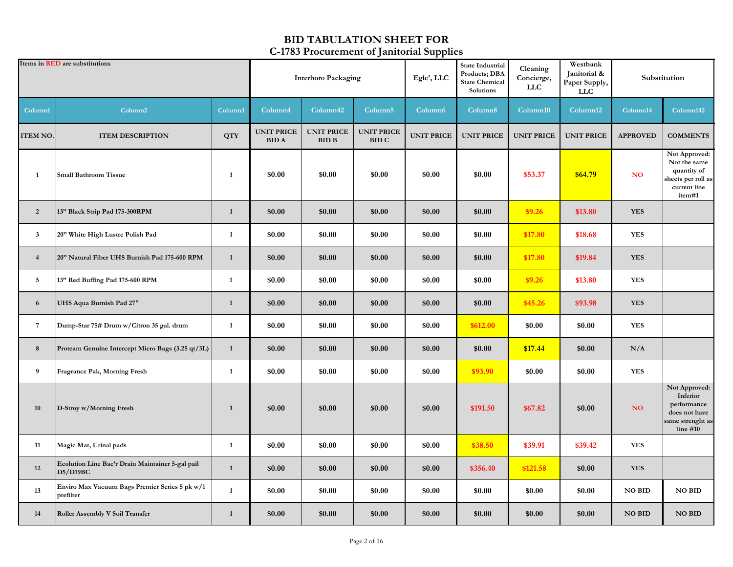# BID TABULATION SHEET FOR
# C-1783 Procurement of Janitorial Supplies

| Items in RED are substitutions | | | Interboro Packaging | | | Egle', LLC | State Industrial Products; DBA State Chemical Solutions | Cleaning Concierge, LLC | Westbank Janitorial & Paper Supply, LLC | Substitution | |
|---|---|---|---|---|---|---|---|---|---|---|---|
| Column1 | Column2 | Column3 | Column4 | Column42 | Column5 | Column6 | Column8 | Column10 | Column12 | Column14 | Column142 |
| ITEM NO. | ITEM DESCRIPTION | QTY | UNIT PRICE BID A | UNIT PRICE BID B | UNIT PRICE BID C | UNIT PRICE | UNIT PRICE | UNIT PRICE | UNIT PRICE | APPROVED | COMMENTS |
| 1 | Small Bathroom Tissue | 1 | $0.00 | $0.00 | $0.00 | $0.00 | $0.00 | $53.37 | $64.79 | NO | Not Approved: Not the same quantity of sheets per roll as current line item#1 |
| 2 | 13" Black Strip Pad 175-300RPM | 1 | $0.00 | $0.00 | $0.00 | $0.00 | $0.00 | $9.26 | $13.80 | YES | |
| 3 | 20" White High Lustre Polish Pad | 1 | $0.00 | $0.00 | $0.00 | $0.00 | $0.00 | $17.80 | $18.68 | YES | |
| 4 | 20" Natural Fiber UHS Burnish Pad 175-600 RPM | 1 | $0.00 | $0.00 | $0.00 | $0.00 | $0.00 | $17.80 | $19.84 | YES | |
| 5 | 13" Red Buffing Pad 175-600 RPM | 1 | $0.00 | $0.00 | $0.00 | $0.00 | $0.00 | $9.26 | $13.80 | YES | |
| 6 | UHS Aqua Burnish Pad 27" | 1 | $0.00 | $0.00 | $0.00 | $0.00 | $0.00 | $45.26 | $93.98 | YES | |
| 7 | Dump-Star 75# Drum w/Citron 35 gal. drum | 1 | $0.00 | $0.00 | $0.00 | $0.00 | $612.00 | $0.00 | $0.00 | YES | |
| 8 | Proteam Genuine Intercept Micro Bags (3.25 qt/3L) | 1 | $0.00 | $0.00 | $0.00 | $0.00 | $0.00 | $17.44 | $0.00 | N/A | |
| 9 | Fragrance Pak, Morning Fresh | 1 | $0.00 | $0.00 | $0.00 | $0.00 | $93.90 | $0.00 | $0.00 | YES | |
| 10 | D-Stroy w/Morning Fresh | 1 | $0.00 | $0.00 | $0.00 | $0.00 | $191.50 | $67.82 | $0.00 | NO | Not Approved: Inferior performance does not have same strenght as line #10 |
| 11 | Magic Mat, Urinal pads | 1 | $0.00 | $0.00 | $0.00 | $0.00 | $38.50 | $39.91 | $39.42 | YES | |
| 12 | Ecolution Line Bac'r Drain Maintainer 5-gal pail D5/D19BC | 1 | $0.00 | $0.00 | $0.00 | $0.00 | $356.40 | $121.58 | $0.00 | YES | |
| 13 | Enviro Max Vacuum Bags Premier Series 5 pk w/1 prefilter | 1 | $0.00 | $0.00 | $0.00 | $0.00 | $0.00 | $0.00 | $0.00 | NO BID | NO BID |
| 14 | Roller Assembly V Soil Transfer | 1 | $0.00 | $0.00 | $0.00 | $0.00 | $0.00 | $0.00 | $0.00 | NO BID | NO BID |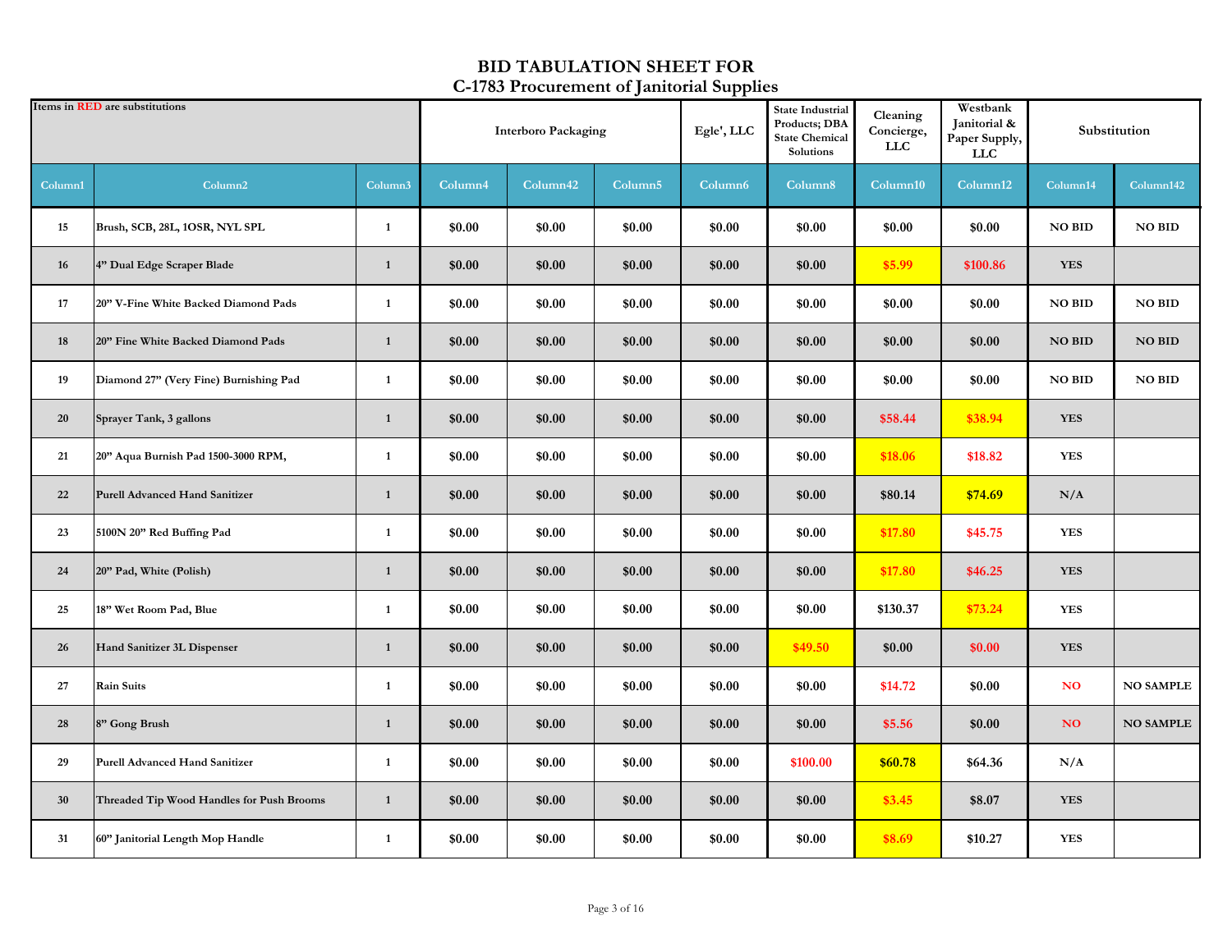# BID TABULATION SHEET FOR
## C-1783 Procurement of Janitorial Supplies

| Items in RED are substitutions | | | Interboro Packaging | | | Egle', LLC | State Industrial Products; DBA State Chemical Solutions | Cleaning Concierge, LLC | Westbank Janitorial & Paper Supply, LLC | Substitution | |
|---|---|---|---|---|---|---|---|---|---|---|---|
| Column1 | Column2 | Column3 | Column4 | Column42 | Column5 | Column6 | Column8 | Column10 | Column12 | Column14 | Column142 |
| 15 | Brush, SCB, 28L, 1OSR, NYL SPL | 1 | $0.00 | $0.00 | $0.00 | $0.00 | $0.00 | $0.00 | $0.00 | NO BID | NO BID |
| 16 | 4" Dual Edge Scraper Blade | 1 | $0.00 | $0.00 | $0.00 | $0.00 | $0.00 | $5.99 | $100.86 | YES | |
| 17 | 20" V-Fine White Backed Diamond Pads | 1 | $0.00 | $0.00 | $0.00 | $0.00 | $0.00 | $0.00 | $0.00 | NO BID | NO BID |
| 18 | 20" Fine White Backed Diamond Pads | 1 | $0.00 | $0.00 | $0.00 | $0.00 | $0.00 | $0.00 | $0.00 | NO BID | NO BID |
| 19 | Diamond 27" (Very Fine) Burnishing Pad | 1 | $0.00 | $0.00 | $0.00 | $0.00 | $0.00 | $0.00 | $0.00 | NO BID | NO BID |
| 20 | Sprayer Tank, 3 gallons | 1 | $0.00 | $0.00 | $0.00 | $0.00 | $0.00 | $58.44 | $38.94 | YES | |
| 21 | 20" Aqua Burnish Pad 1500-3000 RPM, | 1 | $0.00 | $0.00 | $0.00 | $0.00 | $0.00 | $18.06 | $18.82 | YES | |
| 22 | Purell Advanced Hand Sanitizer | 1 | $0.00 | $0.00 | $0.00 | $0.00 | $0.00 | $80.14 | $74.69 | N/A | |
| 23 | 5100N 20" Red Buffing Pad | 1 | $0.00 | $0.00 | $0.00 | $0.00 | $0.00 | $17.80 | $45.75 | YES | |
| 24 | 20" Pad, White (Polish) | 1 | $0.00 | $0.00 | $0.00 | $0.00 | $0.00 | $17.80 | $46.25 | YES | |
| 25 | 18" Wet Room Pad, Blue | 1 | $0.00 | $0.00 | $0.00 | $0.00 | $0.00 | $130.37 | $73.24 | YES | |
| 26 | Hand Sanitizer 3L Dispenser | 1 | $0.00 | $0.00 | $0.00 | $0.00 | $49.50 | $0.00 | $0.00 | YES | |
| 27 | Rain Suits | 1 | $0.00 | $0.00 | $0.00 | $0.00 | $0.00 | $14.72 | $0.00 | NO | NO SAMPLE |
| 28 | 8" Gong Brush | 1 | $0.00 | $0.00 | $0.00 | $0.00 | $0.00 | $5.56 | $0.00 | NO | NO SAMPLE |
| 29 | Purell Advanced Hand Sanitizer | 1 | $0.00 | $0.00 | $0.00 | $0.00 | $100.00 | $60.78 | $64.36 | N/A | |
| 30 | Threaded Tip Wood Handles for Push Brooms | 1 | $0.00 | $0.00 | $0.00 | $0.00 | $0.00 | $3.45 | $8.07 | YES | |
| 31 | 60" Janitorial Length Mop Handle | 1 | $0.00 | $0.00 | $0.00 | $0.00 | $0.00 | $8.69 | $10.27 | YES | |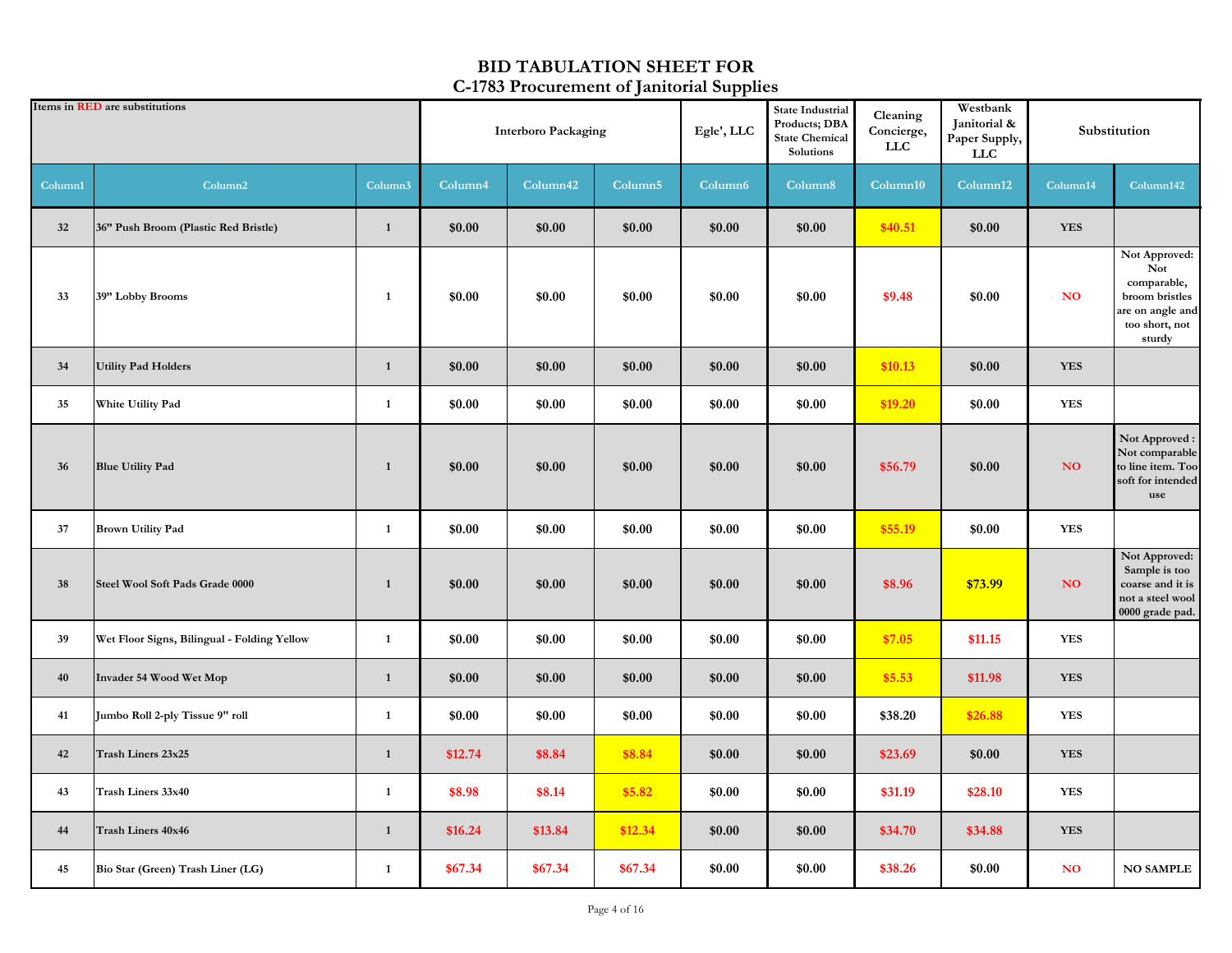# BID TABULATION SHEET FOR
# C-1783 Procurement of Janitorial Supplies

| Items in RED are substitutions | | | Interboro Packaging | | | Egle', LLC | State Industrial Products; DBA State Chemical Solutions | Cleaning Concierge, LLC | Westbank Janitorial & Paper Supply, LLC | Substitution | |
|---|---|---|---|---|---|---|---|---|---|---|---|
| Column1 | Column2 | Column3 | Column4 | Column42 | Column5 | Column6 | Column8 | Column10 | Column12 | Column14 | Column142 |
| 32 | 36" Push Broom (Plastic Red Bristle) | 1 | $0.00 | $0.00 | $0.00 | $0.00 | $0.00 | $40.51 | $0.00 | YES | |
| 33 | 39" Lobby Brooms | 1 | $0.00 | $0.00 | $0.00 | $0.00 | $0.00 | $9.48 | $0.00 | NO | Not Approved: Not comparable, broom bristles are on angle and too short, not sturdy |
| 34 | Utility Pad Holders | 1 | $0.00 | $0.00 | $0.00 | $0.00 | $0.00 | $10.13 | $0.00 | YES | |
| 35 | White Utility Pad | 1 | $0.00 | $0.00 | $0.00 | $0.00 | $0.00 | $19.20 | $0.00 | YES | |
| 36 | Blue Utility Pad | 1 | $0.00 | $0.00 | $0.00 | $0.00 | $0.00 | $56.79 | $0.00 | NO | Not Approved : Not comparable to line item. Too soft for intended use |
| 37 | Brown Utility Pad | 1 | $0.00 | $0.00 | $0.00 | $0.00 | $0.00 | $55.19 | $0.00 | YES | |
| 38 | Steel Wool Soft Pads Grade 0000 | 1 | $0.00 | $0.00 | $0.00 | $0.00 | $0.00 | $8.96 | $73.99 | NO | Not Approved: Sample is too coarse and it is not a steel wool 0000 grade pad. |
| 39 | Wet Floor Signs, Bilingual - Folding Yellow | 1 | $0.00 | $0.00 | $0.00 | $0.00 | $0.00 | $7.05 | $11.15 | YES | |
| 40 | Invader 54 Wood Wet Mop | 1 | $0.00 | $0.00 | $0.00 | $0.00 | $0.00 | $5.53 | $11.98 | YES | |
| 41 | Jumbo Roll 2-ply Tissue 9" roll | 1 | $0.00 | $0.00 | $0.00 | $0.00 | $0.00 | $38.20 | $26.88 | YES | |
| 42 | Trash Liners 23x25 | 1 | $12.74 | $8.84 | $8.84 | $0.00 | $0.00 | $23.69 | $0.00 | YES | |
| 43 | Trash Liners 33x40 | 1 | $8.98 | $8.14 | $5.82 | $0.00 | $0.00 | $31.19 | $28.10 | YES | |
| 44 | Trash Liners 40x46 | 1 | $16.24 | $13.84 | $12.34 | $0.00 | $0.00 | $34.70 | $34.88 | YES | |
| 45 | Bio Star (Green) Trash Liner (LG) | 1 | $67.34 | $67.34 | $67.34 | $0.00 | $0.00 | $38.26 | $0.00 | NO | NO SAMPLE |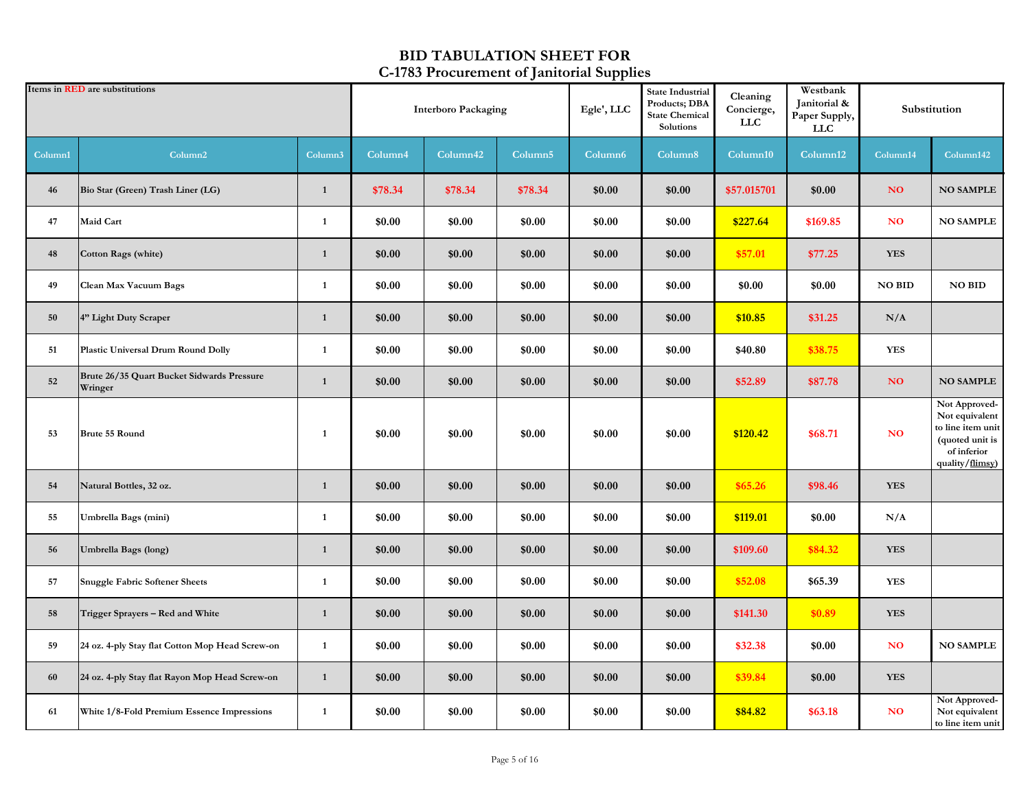# BID TABULATION SHEET FOR
# C-1783 Procurement of Janitorial Supplies

| Items in RED are substitutions | | | Interboro Packaging | | | Egle', LLC | State Industrial Products; DBA State Chemical Solutions | Cleaning Concierge, LLC | Westbank Janitorial & Paper Supply, LLC | Substitution | |
|---|---|---|---|---|---|---|---|---|---|---|---|
| Column1 | Column2 | Column3 | Column4 | Column42 | Column5 | Column6 | Column8 | Column10 | Column12 | Column14 | Column142 |
| 46 | Bio Star (Green) Trash Liner (LG) | 1 | $78.34 | $78.34 | $78.34 | $0.00 | $0.00 | $57.015701 | $0.00 | NO | NO SAMPLE |
| 47 | Maid Cart | 1 | $0.00 | $0.00 | $0.00 | $0.00 | $0.00 | $227.64 | $169.85 | NO | NO SAMPLE |
| 48 | Cotton Rags (white) | 1 | $0.00 | $0.00 | $0.00 | $0.00 | $0.00 | $57.01 | $77.25 | YES | |
| 49 | Clean Max Vacuum Bags | 1 | $0.00 | $0.00 | $0.00 | $0.00 | $0.00 | $0.00 | $0.00 | NO BID | NO BID |
| 50 | 4" Light Duty Scraper | 1 | $0.00 | $0.00 | $0.00 | $0.00 | $0.00 | $10.85 | $31.25 | N/A | |
| 51 | Plastic Universal Drum Round Dolly | 1 | $0.00 | $0.00 | $0.00 | $0.00 | $0.00 | $40.80 | $38.75 | YES | |
| 52 | Brute 26/35 Quart Bucket Sidwards Pressure Wringer | 1 | $0.00 | $0.00 | $0.00 | $0.00 | $0.00 | $52.89 | $87.78 | NO | NO SAMPLE |
| 53 | Brute 55 Round | 1 | $0.00 | $0.00 | $0.00 | $0.00 | $0.00 | $120.42 | $68.71 | NO | Not Approved- Not equivalent to line item unit (quoted unit is of inferior quality/flimsy) |
| 54 | Natural Bottles, 32 oz. | 1 | $0.00 | $0.00 | $0.00 | $0.00 | $0.00 | $65.26 | $98.46 | YES | |
| 55 | Umbrella Bags (mini) | 1 | $0.00 | $0.00 | $0.00 | $0.00 | $0.00 | $119.01 | $0.00 | N/A | |
| 56 | Umbrella Bags (long) | 1 | $0.00 | $0.00 | $0.00 | $0.00 | $0.00 | $109.60 | $84.32 | YES | |
| 57 | Snuggle Fabric Softener Sheets | 1 | $0.00 | $0.00 | $0.00 | $0.00 | $0.00 | $52.08 | $65.39 | YES | |
| 58 | Trigger Sprayers – Red and White | 1 | $0.00 | $0.00 | $0.00 | $0.00 | $0.00 | $141.30 | $0.89 | YES | |
| 59 | 24 oz. 4-ply Stay flat Cotton Mop Head Screw-on | 1 | $0.00 | $0.00 | $0.00 | $0.00 | $0.00 | $32.38 | $0.00 | NO | NO SAMPLE |
| 60 | 24 oz. 4-ply Stay flat Rayon Mop Head Screw-on | 1 | $0.00 | $0.00 | $0.00 | $0.00 | $0.00 | $39.84 | $0.00 | YES | |
| 61 | White 1/8-Fold Premium Essence Impressions | 1 | $0.00 | $0.00 | $0.00 | $0.00 | $0.00 | $84.82 | $63.18 | NO | Not Approved- Not equivalent to line item unit |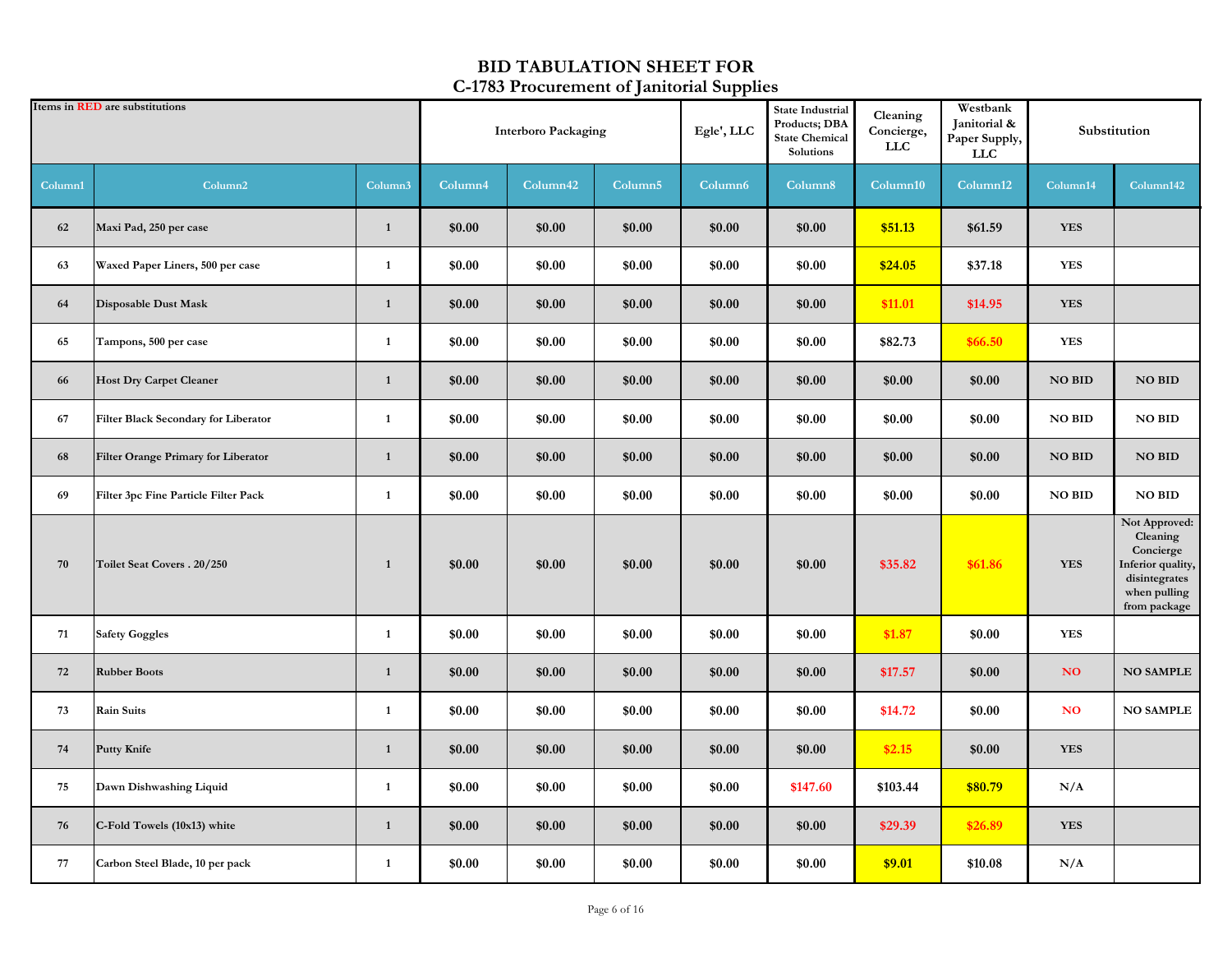# BID TABULATION SHEET FOR C-1783 Procurement of Janitorial Supplies

| Items in RED are substitutions | | | Interboro Packaging | | | Egle', LLC | State Industrial Products; DBA State Chemical Solutions | Cleaning Concierge, LLC | Westbank Janitorial & Paper Supply, LLC | Substitution | |
|---|---|---|---|---|---|---|---|---|---|---|---|
| Column1 | Column2 | Column3 | Column4 | Column42 | Column5 | Column6 | Column8 | Column10 | Column12 | Column14 | Column142 |
| 62 | Maxi Pad, 250 per case | 1 | $0.00 | $0.00 | $0.00 | $0.00 | $0.00 | $51.13 | $61.59 | YES | |
| 63 | Waxed Paper Liners, 500 per case | 1 | $0.00 | $0.00 | $0.00 | $0.00 | $0.00 | $24.05 | $37.18 | YES | |
| 64 | Disposable Dust Mask | 1 | $0.00 | $0.00 | $0.00 | $0.00 | $0.00 | $11.01 | $14.95 | YES | |
| 65 | Tampons, 500 per case | 1 | $0.00 | $0.00 | $0.00 | $0.00 | $0.00 | $82.73 | $66.50 | YES | |
| 66 | Host Dry Carpet Cleaner | 1 | $0.00 | $0.00 | $0.00 | $0.00 | $0.00 | $0.00 | $0.00 | NO BID | NO BID |
| 67 | Filter Black Secondary for Liberator | 1 | $0.00 | $0.00 | $0.00 | $0.00 | $0.00 | $0.00 | $0.00 | NO BID | NO BID |
| 68 | Filter Orange Primary for Liberator | 1 | $0.00 | $0.00 | $0.00 | $0.00 | $0.00 | $0.00 | $0.00 | NO BID | NO BID |
| 69 | Filter 3pc Fine Particle Filter Pack | 1 | $0.00 | $0.00 | $0.00 | $0.00 | $0.00 | $0.00 | $0.00 | NO BID | NO BID |
| 70 | Toilet Seat Covers . 20/250 | 1 | $0.00 | $0.00 | $0.00 | $0.00 | $0.00 | $35.82 | $61.86 | YES | Not Approved: Cleaning Concierge Inferior quality, disintegrates when pulling from package |
| 71 | Safety Goggles | 1 | $0.00 | $0.00 | $0.00 | $0.00 | $0.00 | $1.87 | $0.00 | YES | |
| 72 | Rubber Boots | 1 | $0.00 | $0.00 | $0.00 | $0.00 | $0.00 | $17.57 | $0.00 | NO | NO SAMPLE |
| 73 | Rain Suits | 1 | $0.00 | $0.00 | $0.00 | $0.00 | $0.00 | $14.72 | $0.00 | NO | NO SAMPLE |
| 74 | Putty Knife | 1 | $0.00 | $0.00 | $0.00 | $0.00 | $0.00 | $2.15 | $0.00 | YES | |
| 75 | Dawn Dishwashing Liquid | 1 | $0.00 | $0.00 | $0.00 | $0.00 | $147.60 | $103.44 | $80.79 | N/A | |
| 76 | C-Fold Towels (10x13) white | 1 | $0.00 | $0.00 | $0.00 | $0.00 | $0.00 | $29.39 | $26.89 | YES | |
| 77 | Carbon Steel Blade, 10 per pack | 1 | $0.00 | $0.00 | $0.00 | $0.00 | $0.00 | $9.01 | $10.08 | N/A | |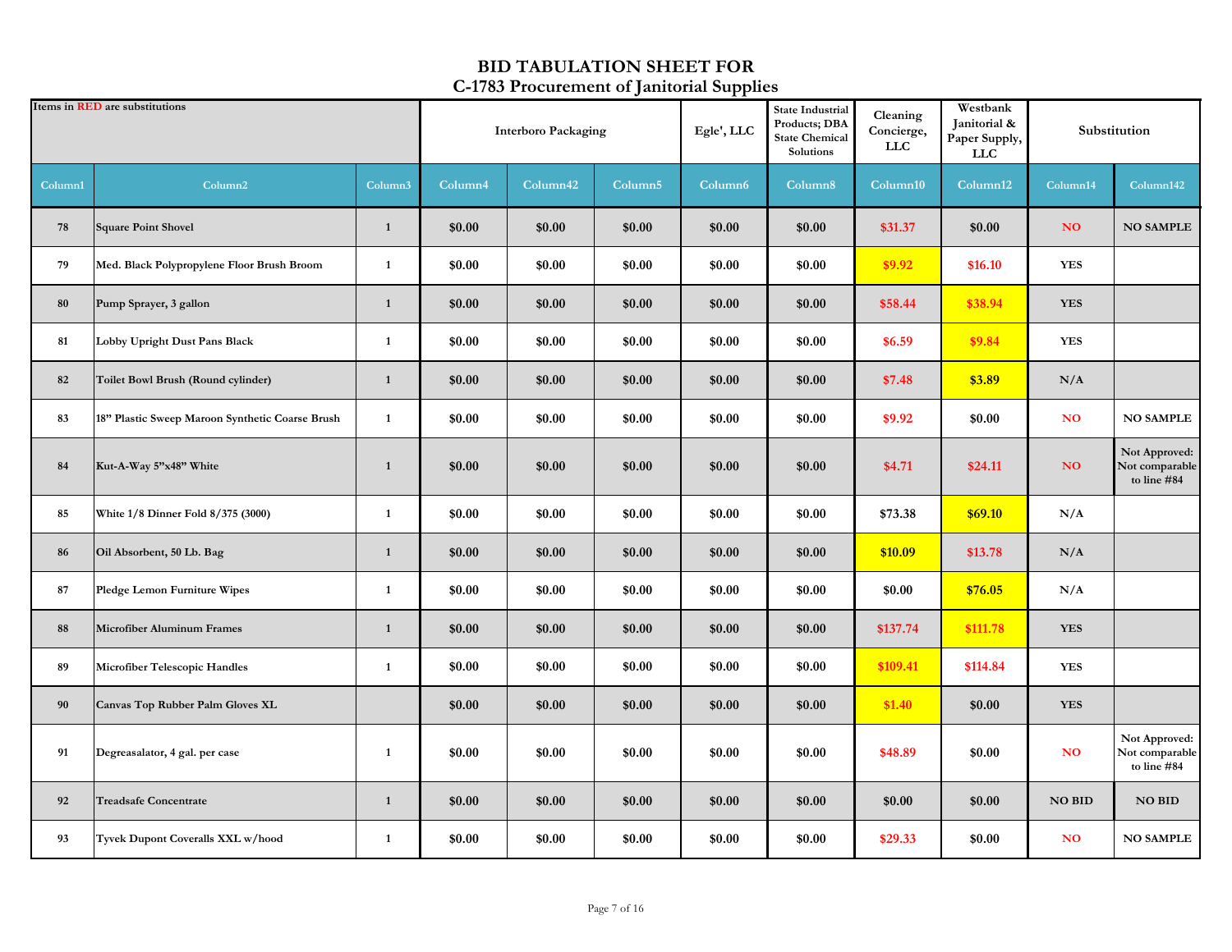# BID TABULATION SHEET FOR
# C-1783 Procurement of Janitorial Supplies

| Items in RED are substitutions | | | Interboro Packaging | | | Egle', LLC | State Industrial Products; DBA State Chemical Solutions | Cleaning Concierge, LLC | Westbank Janitorial & Paper Supply, LLC | Substitution | |
|---|---|---|---|---|---|---|---|---|---|---|---|
| Column1 | Column2 | Column3 | Column4 | Column42 | Column5 | Column6 | Column8 | Column10 | Column12 | Column14 | Column142 |
| 78 | Square Point Shovel | 1 | $0.00 | $0.00 | $0.00 | $0.00 | $0.00 | $31.37 | $0.00 | NO | NO SAMPLE |
| 79 | Med. Black Polypropylene Floor Brush Broom | 1 | $0.00 | $0.00 | $0.00 | $0.00 | $0.00 | $9.92 | $16.10 | YES | |
| 80 | Pump Sprayer, 3 gallon | 1 | $0.00 | $0.00 | $0.00 | $0.00 | $0.00 | $58.44 | $38.94 | YES | |
| 81 | Lobby Upright Dust Pans Black | 1 | $0.00 | $0.00 | $0.00 | $0.00 | $0.00 | $6.59 | $9.84 | YES | |
| 82 | Toilet Bowl Brush (Round cylinder) | 1 | $0.00 | $0.00 | $0.00 | $0.00 | $0.00 | $7.48 | $3.89 | N/A | |
| 83 | 18" Plastic Sweep Maroon Synthetic Coarse Brush | 1 | $0.00 | $0.00 | $0.00 | $0.00 | $0.00 | $9.92 | $0.00 | NO | NO SAMPLE |
| 84 | Kut-A-Way 5"x48" White | 1 | $0.00 | $0.00 | $0.00 | $0.00 | $0.00 | $4.71 | $24.11 | NO | Not Approved: Not comparable to line #84 |
| 85 | White 1/8 Dinner Fold 8/375 (3000) | 1 | $0.00 | $0.00 | $0.00 | $0.00 | $0.00 | $73.38 | $69.10 | N/A | |
| 86 | Oil Absorbent, 50 Lb. Bag | 1 | $0.00 | $0.00 | $0.00 | $0.00 | $0.00 | $10.09 | $13.78 | N/A | |
| 87 | Pledge Lemon Furniture Wipes | 1 | $0.00 | $0.00 | $0.00 | $0.00 | $0.00 | $0.00 | $76.05 | N/A | |
| 88 | Microfiber Aluminum Frames | 1 | $0.00 | $0.00 | $0.00 | $0.00 | $0.00 | $137.74 | $111.78 | YES | |
| 89 | Microfiber Telescopic Handles | 1 | $0.00 | $0.00 | $0.00 | $0.00 | $0.00 | $109.41 | $114.84 | YES | |
| 90 | Canvas Top Rubber Palm Gloves XL | | $0.00 | $0.00 | $0.00 | $0.00 | $0.00 | $1.40 | $0.00 | YES | |
| 91 | Degreasalator, 4 gal. per case | 1 | $0.00 | $0.00 | $0.00 | $0.00 | $0.00 | $48.89 | $0.00 | NO | Not Approved: Not comparable to line #84 |
| 92 | Treadsafe Concentrate | 1 | $0.00 | $0.00 | $0.00 | $0.00 | $0.00 | $0.00 | $0.00 | NO BID | NO BID |
| 93 | Tyvek Dupont Coveralls XXL w/hood | 1 | $0.00 | $0.00 | $0.00 | $0.00 | $0.00 | $29.33 | $0.00 | NO | NO SAMPLE |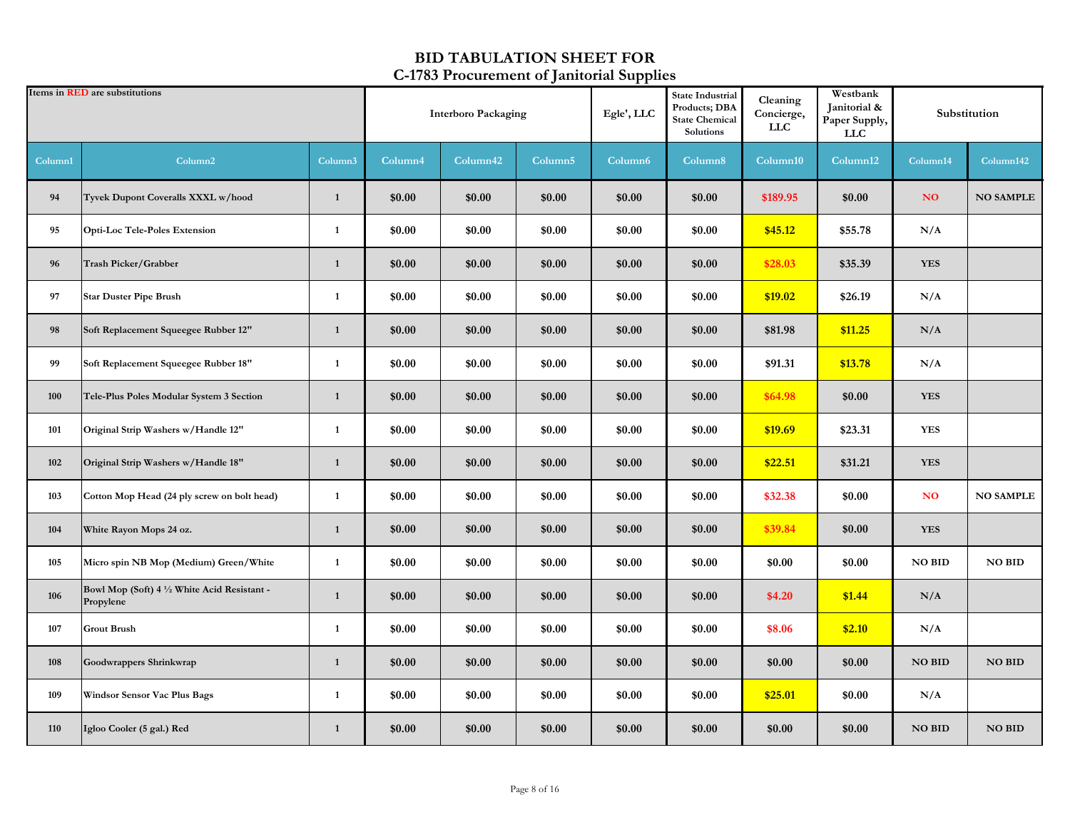# BID TABULATION SHEET FOR
# C-1783 Procurement of Janitorial Supplies

| Items in RED are substitutions | | | Interboro Packaging | | | Egle', LLC | State Industrial Products; DBA State Chemical Solutions | Cleaning Concierge, LLC | Westbank Janitorial & Paper Supply, LLC | Substitution | |
|---|---|---|---|---|---|---|---|---|---|---|---|
| Column1 | Column2 | Column3 | Column4 | Column42 | Column5 | Column6 | Column8 | Column10 | Column12 | Column14 | Column142 |
| 94 | Tyvek Dupont Coveralls XXXL w/hood | 1 | $0.00 | $0.00 | $0.00 | $0.00 | $0.00 | $189.95 | $0.00 | NO | NO SAMPLE |
| 95 | Opti-Loc Tele-Poles Extension | 1 | $0.00 | $0.00 | $0.00 | $0.00 | $0.00 | $45.12 | $55.78 | N/A | |
| 96 | Trash Picker/Grabber | 1 | $0.00 | $0.00 | $0.00 | $0.00 | $0.00 | $28.03 | $35.39 | YES | |
| 97 | Star Duster Pipe Brush | 1 | $0.00 | $0.00 | $0.00 | $0.00 | $0.00 | $19.02 | $26.19 | N/A | |
| 98 | Soft Replacement Squeegee Rubber 12" | 1 | $0.00 | $0.00 | $0.00 | $0.00 | $0.00 | $81.98 | $11.25 | N/A | |
| 99 | Soft Replacement Squeegee Rubber 18" | 1 | $0.00 | $0.00 | $0.00 | $0.00 | $0.00 | $91.31 | $13.78 | N/A | |
| 100 | Tele-Plus Poles Modular System 3 Section | 1 | $0.00 | $0.00 | $0.00 | $0.00 | $0.00 | $64.98 | $0.00 | YES | |
| 101 | Original Strip Washers w/Handle 12" | 1 | $0.00 | $0.00 | $0.00 | $0.00 | $0.00 | $19.69 | $23.31 | YES | |
| 102 | Original Strip Washers w/Handle 18" | 1 | $0.00 | $0.00 | $0.00 | $0.00 | $0.00 | $22.51 | $31.21 | YES | |
| 103 | Cotton Mop Head (24 ply screw on bolt head) | 1 | $0.00 | $0.00 | $0.00 | $0.00 | $0.00 | $32.38 | $0.00 | NO | NO SAMPLE |
| 104 | White Rayon Mops 24 oz. | 1 | $0.00 | $0.00 | $0.00 | $0.00 | $0.00 | $39.84 | $0.00 | YES | |
| 105 | Micro spin NB Mop (Medium) Green/White | 1 | $0.00 | $0.00 | $0.00 | $0.00 | $0.00 | $0.00 | $0.00 | NO BID | NO BID |
| 106 | Bowl Mop (Soft) 4 ½ White Acid Resistant - Propylene | 1 | $0.00 | $0.00 | $0.00 | $0.00 | $0.00 | $4.20 | $1.44 | N/A | |
| 107 | Grout Brush | 1 | $0.00 | $0.00 | $0.00 | $0.00 | $0.00 | $8.06 | $2.10 | N/A | |
| 108 | Goodwrappers Shrinkwrap | 1 | $0.00 | $0.00 | $0.00 | $0.00 | $0.00 | $0.00 | $0.00 | NO BID | NO BID |
| 109 | Windsor Sensor Vac Plus Bags | 1 | $0.00 | $0.00 | $0.00 | $0.00 | $0.00 | $25.01 | $0.00 | N/A | |
| 110 | Igloo Cooler (5 gal.) Red | 1 | $0.00 | $0.00 | $0.00 | $0.00 | $0.00 | $0.00 | $0.00 | NO BID | NO BID |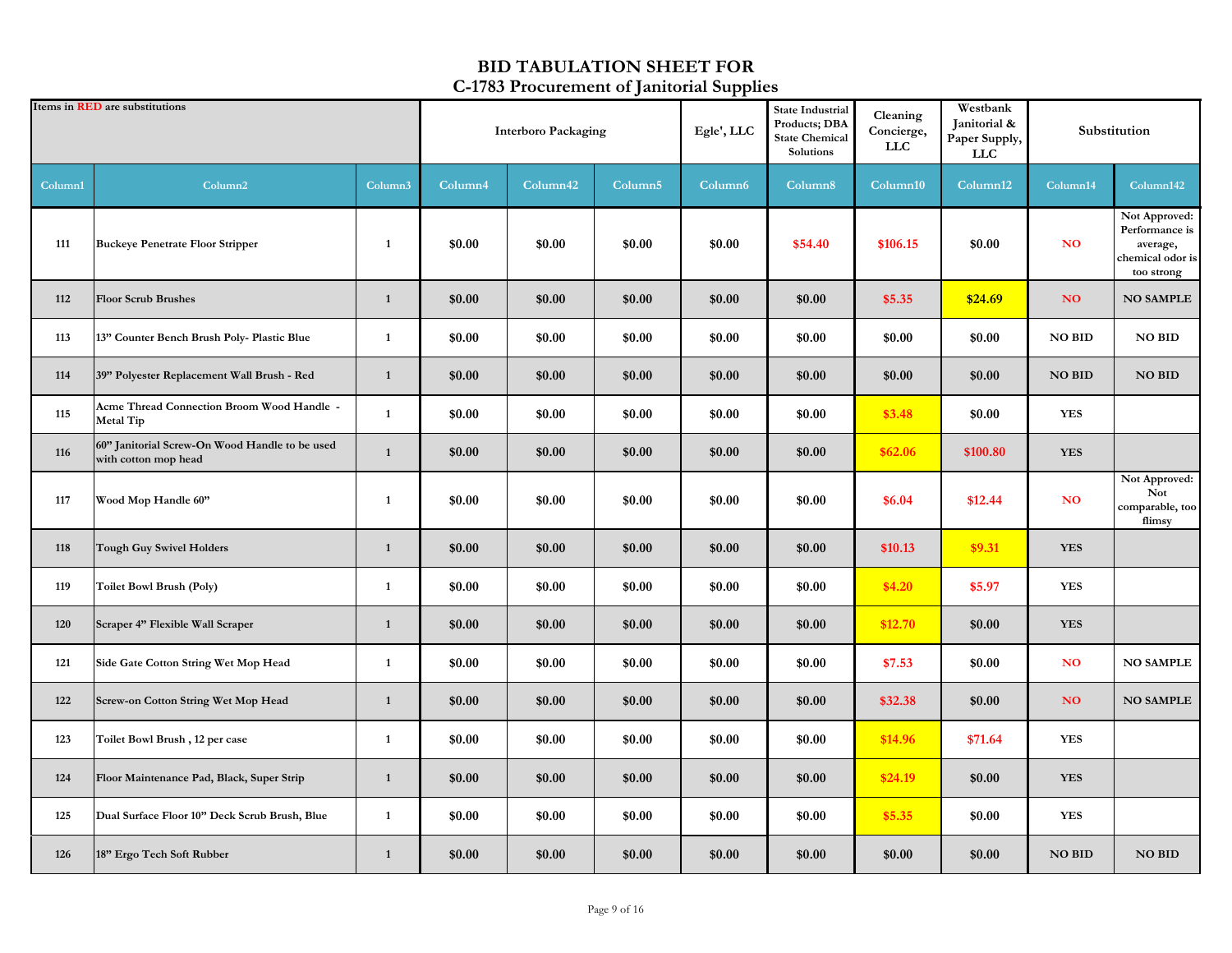# BID TABULATION SHEET FOR
## C-1783 Procurement of Janitorial Supplies

| Items in RED are substitutions | | | Interboro Packaging | | | Egle', LLC | State Industrial Products; DBA State Chemical Solutions | Cleaning Concierge, LLC | Westbank Janitorial & Paper Supply, LLC | Substitution | |
|---|---|---|---|---|---|---|---|---|---|---|---|
| Column1 | Column2 | Column3 | Column4 | Column42 | Column5 | Column6 | Column8 | Column10 | Column12 | Column14 | Column142 |
| 111 | Buckeye Penetrate Floor Stripper | 1 | $0.00 | $0.00 | $0.00 | $0.00 | $54.40 | $106.15 | $0.00 | NO | Not Approved: Performance is average, chemical odor is too strong |
| 112 | Floor Scrub Brushes | 1 | $0.00 | $0.00 | $0.00 | $0.00 | $0.00 | $5.35 | $24.69 | NO | NO SAMPLE |
| 113 | 13" Counter Bench Brush Poly- Plastic Blue | 1 | $0.00 | $0.00 | $0.00 | $0.00 | $0.00 | $0.00 | $0.00 | NO BID | NO BID |
| 114 | 39" Polyester Replacement Wall Brush - Red | 1 | $0.00 | $0.00 | $0.00 | $0.00 | $0.00 | $0.00 | $0.00 | NO BID | NO BID |
| 115 | Acme Thread Connection Broom Wood Handle - Metal Tip | 1 | $0.00 | $0.00 | $0.00 | $0.00 | $0.00 | $3.48 | $0.00 | YES | |
| 116 | 60" Janitorial Screw-On Wood Handle to be used with cotton mop head | 1 | $0.00 | $0.00 | $0.00 | $0.00 | $0.00 | $62.06 | $100.80 | YES | |
| 117 | Wood Mop Handle 60" | 1 | $0.00 | $0.00 | $0.00 | $0.00 | $0.00 | $6.04 | $12.44 | NO | Not Approved: Not comparable, too flimsy |
| 118 | Tough Guy Swivel Holders | 1 | $0.00 | $0.00 | $0.00 | $0.00 | $0.00 | $10.13 | $9.31 | YES | |
| 119 | Toilet Bowl Brush (Poly) | 1 | $0.00 | $0.00 | $0.00 | $0.00 | $0.00 | $4.20 | $5.97 | YES | |
| 120 | Scraper 4" Flexible Wall Scraper | 1 | $0.00 | $0.00 | $0.00 | $0.00 | $0.00 | $12.70 | $0.00 | YES | |
| 121 | Side Gate Cotton String Wet Mop Head | 1 | $0.00 | $0.00 | $0.00 | $0.00 | $0.00 | $7.53 | $0.00 | NO | NO SAMPLE |
| 122 | Screw-on Cotton String Wet Mop Head | 1 | $0.00 | $0.00 | $0.00 | $0.00 | $0.00 | $32.38 | $0.00 | NO | NO SAMPLE |
| 123 | Toilet Bowl Brush , 12 per case | 1 | $0.00 | $0.00 | $0.00 | $0.00 | $0.00 | $14.96 | $71.64 | YES | |
| 124 | Floor Maintenance Pad, Black, Super Strip | 1 | $0.00 | $0.00 | $0.00 | $0.00 | $0.00 | $24.19 | $0.00 | YES | |
| 125 | Dual Surface Floor 10" Deck Scrub Brush, Blue | 1 | $0.00 | $0.00 | $0.00 | $0.00 | $0.00 | $5.35 | $0.00 | YES | |
| 126 | 18" Ergo Tech Soft Rubber | 1 | $0.00 | $0.00 | $0.00 | $0.00 | $0.00 | $0.00 | $0.00 | NO BID | NO BID |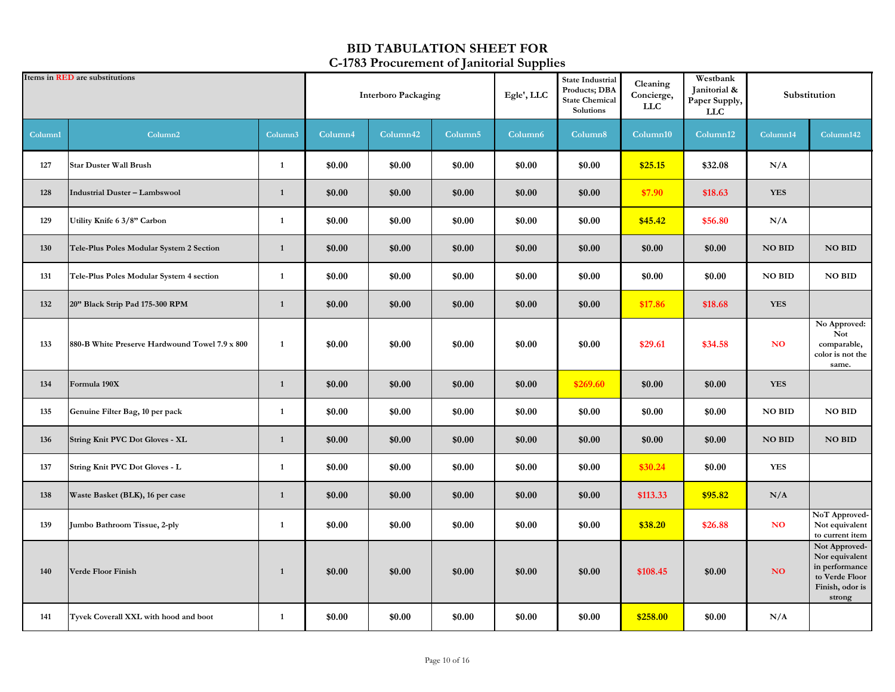# BID TABULATION SHEET FOR
# C-1783 Procurement of Janitorial Supplies

| Items in RED are substitutions | | | Interboro Packaging | | | Egle', LLC | State Industrial Products; DBA State Chemical Solutions | Cleaning Concierge, LLC | Westbank Janitorial & Paper Supply, LLC | Substitution | |
|---|---|---|---|---|---|---|---|---|---|---|---|
| Column1 | Column2 | Column3 | Column4 | Column42 | Column5 | Column6 | Column8 | Column10 | Column12 | Column14 | Column142 |
| 127 | Star Duster Wall Brush | 1 | $0.00 | $0.00 | $0.00 | $0.00 | $0.00 | $25.15 | $32.08 | N/A | |
| 128 | Industrial Duster – Lambswool | 1 | $0.00 | $0.00 | $0.00 | $0.00 | $0.00 | $7.90 | $18.63 | YES | |
| 129 | Utility Knife 6 3/8" Carbon | 1 | $0.00 | $0.00 | $0.00 | $0.00 | $0.00 | $45.42 | $56.80 | N/A | |
| 130 | Tele-Plus Poles Modular System 2 Section | 1 | $0.00 | $0.00 | $0.00 | $0.00 | $0.00 | $0.00 | $0.00 | NO BID | NO BID |
| 131 | Tele-Plus Poles Modular System 4 section | 1 | $0.00 | $0.00 | $0.00 | $0.00 | $0.00 | $0.00 | $0.00 | NO BID | NO BID |
| 132 | 20" Black Strip Pad 175-300 RPM | 1 | $0.00 | $0.00 | $0.00 | $0.00 | $0.00 | $17.86 | $18.68 | YES | |
| 133 | 880-B White Preserve Hardwound Towel 7.9 x 800 | 1 | $0.00 | $0.00 | $0.00 | $0.00 | $0.00 | $29.61 | $34.58 | NO | No Approved: Not comparable, color is not the same. |
| 134 | Formula 190X | 1 | $0.00 | $0.00 | $0.00 | $0.00 | $269.60 | $0.00 | $0.00 | YES | |
| 135 | Genuine Filter Bag, 10 per pack | 1 | $0.00 | $0.00 | $0.00 | $0.00 | $0.00 | $0.00 | $0.00 | NO BID | NO BID |
| 136 | String Knit PVC Dot Gloves - XL | 1 | $0.00 | $0.00 | $0.00 | $0.00 | $0.00 | $0.00 | $0.00 | NO BID | NO BID |
| 137 | String Knit PVC Dot Gloves - L | 1 | $0.00 | $0.00 | $0.00 | $0.00 | $0.00 | $30.24 | $0.00 | YES | |
| 138 | Waste Basket (BLK), 16 per case | 1 | $0.00 | $0.00 | $0.00 | $0.00 | $0.00 | $113.33 | $95.82 | N/A | |
| 139 | Jumbo Bathroom Tissue, 2-ply | 1 | $0.00 | $0.00 | $0.00 | $0.00 | $0.00 | $38.20 | $26.88 | NO | NoT Approved- Not equivalent to current item |
| 140 | Verde Floor Finish | 1 | $0.00 | $0.00 | $0.00 | $0.00 | $0.00 | $108.45 | $0.00 | NO | Not Approved- Nor equivalent in performance to Verde Floor Finish, odor is strong |
| 141 | Tyvek Coverall XXL with hood and boot | 1 | $0.00 | $0.00 | $0.00 | $0.00 | $0.00 | $258.00 | $0.00 | N/A | |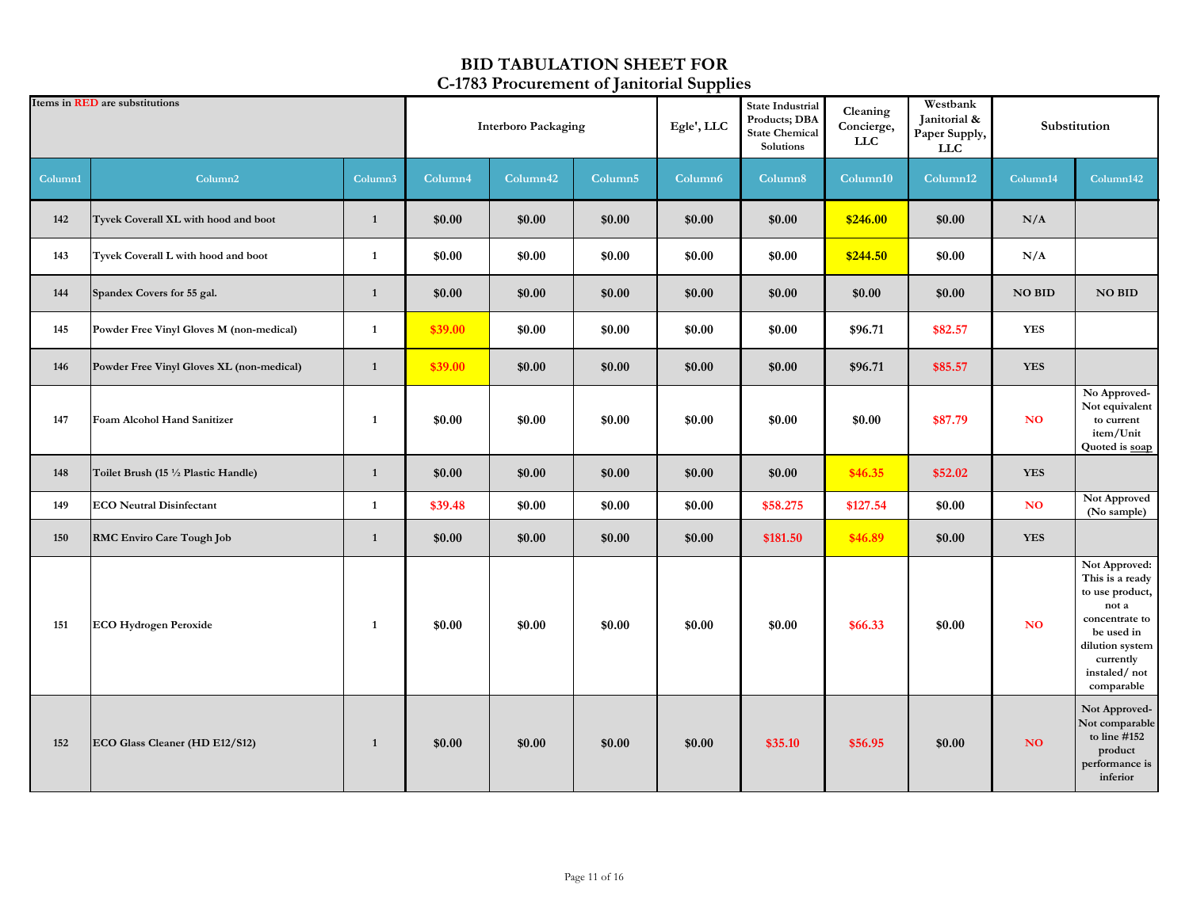# BID TABULATION SHEET FOR
## C-1783 Procurement of Janitorial Supplies

| Items in RED are substitutions | | | Interboro Packaging | | | Egle', LLC | State Industrial Products; DBA State Chemical Solutions | Cleaning Concierge, LLC | Westbank Janitorial & Paper Supply, LLC | Substitution | |
|---|---|---|---|---|---|---|---|---|---|---|---|
| Column1 | Column2 | Column3 | Column4 | Column42 | Column5 | Column6 | Column8 | Column10 | Column12 | Column14 | Column142 |
| 142 | Tyvek Coverall XL with hood and boot | 1 | $0.00 | $0.00 | $0.00 | $0.00 | $0.00 | $246.00 | $0.00 | N/A | |
| 143 | Tyvek Coverall L with hood and boot | 1 | $0.00 | $0.00 | $0.00 | $0.00 | $0.00 | $244.50 | $0.00 | N/A | |
| 144 | Spandex Covers for 55 gal. | 1 | $0.00 | $0.00 | $0.00 | $0.00 | $0.00 | $0.00 | $0.00 | NO BID | NO BID |
| 145 | Powder Free Vinyl Gloves M (non-medical) | 1 | $39.00 | $0.00 | $0.00 | $0.00 | $0.00 | $96.71 | $82.57 | YES | |
| 146 | Powder Free Vinyl Gloves XL (non-medical) | 1 | $39.00 | $0.00 | $0.00 | $0.00 | $0.00 | $96.71 | $85.57 | YES | |
| 147 | Foam Alcohol Hand Sanitizer | 1 | $0.00 | $0.00 | $0.00 | $0.00 | $0.00 | $0.00 | $87.79 | NO | No Approved-Not equivalent to current item/Unit Quoted is soap |
| 148 | Toilet Brush (15 ½ Plastic Handle) | 1 | $0.00 | $0.00 | $0.00 | $0.00 | $0.00 | $46.35 | $52.02 | YES | |
| 149 | ECO Neutral Disinfectant | 1 | $39.48 | $0.00 | $0.00 | $0.00 | $58.275 | $127.54 | $0.00 | NO | Not Approved (No sample) |
| 150 | RMC Enviro Care Tough Job | 1 | $0.00 | $0.00 | $0.00 | $0.00 | $181.50 | $46.89 | $0.00 | YES | |
| 151 | ECO Hydrogen Peroxide | 1 | $0.00 | $0.00 | $0.00 | $0.00 | $0.00 | $66.33 | $0.00 | NO | Not Approved: This is a ready to use product, not a concentrate to be used in dilution system currently instaled/ not comparable |
| 152 | ECO Glass Cleaner (HD E12/S12) | 1 | $0.00 | $0.00 | $0.00 | $0.00 | $35.10 | $56.95 | $0.00 | NO | Not Approved-Not comparable to line #152 product performance is inferior |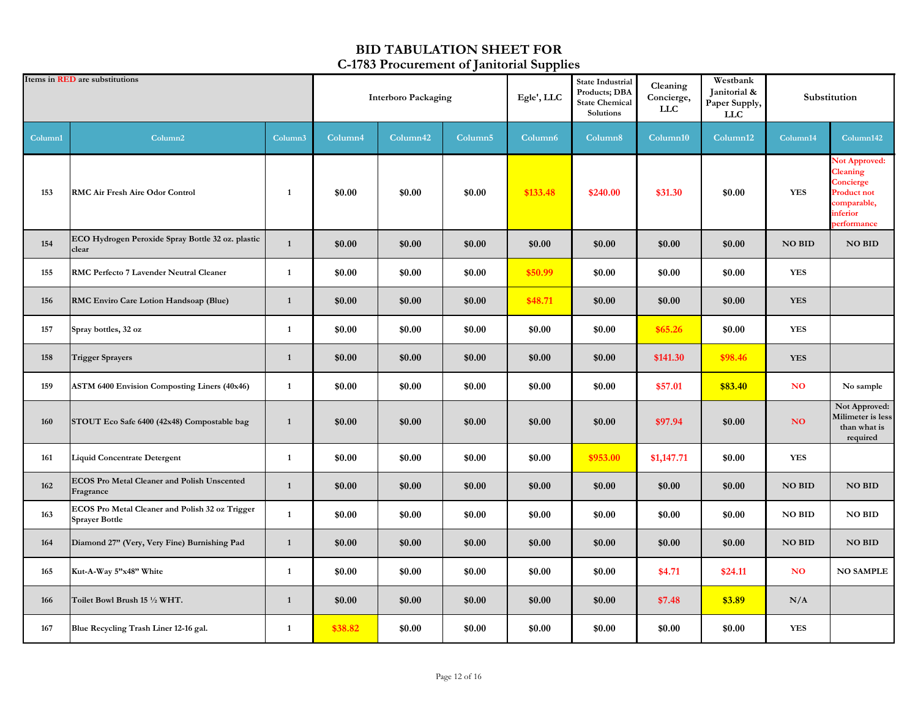# BID TABULATION SHEET FOR
# C-1783 Procurement of Janitorial Supplies

| Items in RED are substitutions | | | Interboro Packaging | | | Egle', LLC | State Industrial Products; DBA State Chemical Solutions | Cleaning Concierge, LLC | Westbank Janitorial & Paper Supply, LLC | Substitution | |
|---|---|---|---|---|---|---|---|---|---|---|---|
| Column1 | Column2 | Column3 | Column4 | Column42 | Column5 | Column6 | Column8 | Column10 | Column12 | Column14 | Column142 |
| 153 | RMC Air Fresh Aire Odor Control | 1 | $0.00 | $0.00 | $0.00 | $133.48 | $240.00 | $31.30 | $0.00 | YES | Not Approved: Cleaning Concierge Product not comparable, inferior performance |
| 154 | ECO Hydrogen Peroxide Spray Bottle 32 oz. plastic clear | 1 | $0.00 | $0.00 | $0.00 | $0.00 | $0.00 | $0.00 | $0.00 | NO BID | NO BID |
| 155 | RMC Perfecto 7 Lavender Neutral Cleaner | 1 | $0.00 | $0.00 | $0.00 | $50.99 | $0.00 | $0.00 | $0.00 | YES | |
| 156 | RMC Enviro Care Lotion Handsoap (Blue) | 1 | $0.00 | $0.00 | $0.00 | $48.71 | $0.00 | $0.00 | $0.00 | YES | |
| 157 | Spray bottles, 32 oz | 1 | $0.00 | $0.00 | $0.00 | $0.00 | $0.00 | $65.26 | $0.00 | YES | |
| 158 | Trigger Sprayers | 1 | $0.00 | $0.00 | $0.00 | $0.00 | $0.00 | $141.30 | $98.46 | YES | |
| 159 | ASTM 6400 Envision Composting Liners (40x46) | 1 | $0.00 | $0.00 | $0.00 | $0.00 | $0.00 | $57.01 | $83.40 | NO | No sample |
| 160 | STOUT Eco Safe 6400 (42x48) Compostable bag | 1 | $0.00 | $0.00 | $0.00 | $0.00 | $0.00 | $97.94 | $0.00 | NO | Not Approved: Milimeter is less than what is required |
| 161 | Liquid Concentrate Detergent | 1 | $0.00 | $0.00 | $0.00 | $0.00 | $953.00 | $1,147.71 | $0.00 | YES | |
| 162 | ECOS Pro Metal Cleaner and Polish Unscented Fragrance | 1 | $0.00 | $0.00 | $0.00 | $0.00 | $0.00 | $0.00 | $0.00 | NO BID | NO BID |
| 163 | ECOS Pro Metal Cleaner and Polish 32 oz Trigger Sprayer Bottle | 1 | $0.00 | $0.00 | $0.00 | $0.00 | $0.00 | $0.00 | $0.00 | NO BID | NO BID |
| 164 | Diamond 27" (Very, Very Fine) Burnishing Pad | 1 | $0.00 | $0.00 | $0.00 | $0.00 | $0.00 | $0.00 | $0.00 | NO BID | NO BID |
| 165 | Kut-A-Way 5"x48" White | 1 | $0.00 | $0.00 | $0.00 | $0.00 | $0.00 | $4.71 | $24.11 | NO | NO SAMPLE |
| 166 | Toilet Bowl Brush 15 ½ WHT. | 1 | $0.00 | $0.00 | $0.00 | $0.00 | $0.00 | $7.48 | $3.89 | N/A | |
| 167 | Blue Recycling Trash Liner 12-16 gal. | 1 | $38.82 | $0.00 | $0.00 | $0.00 | $0.00 | $0.00 | $0.00 | YES | |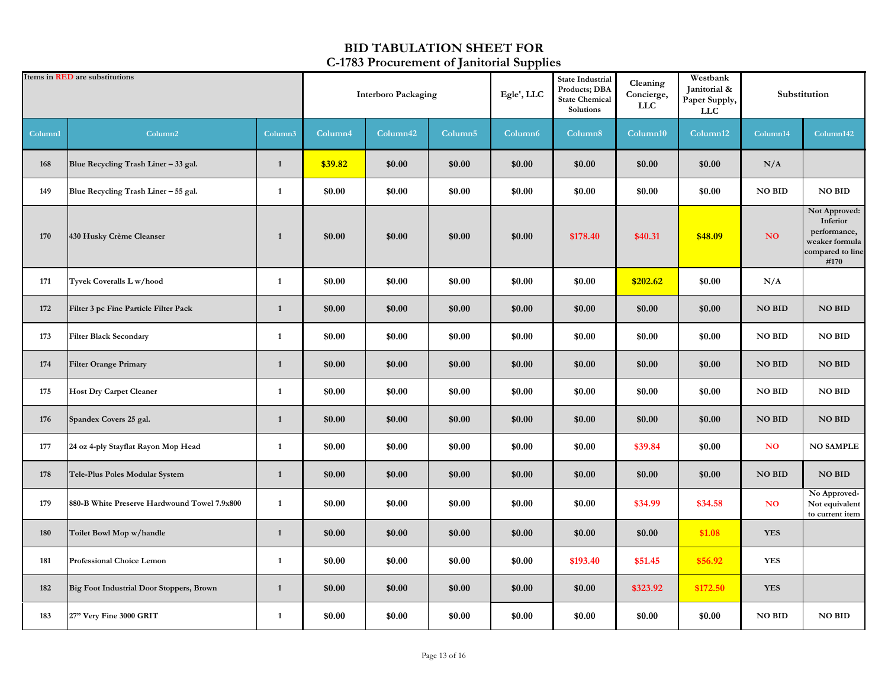# BID TABULATION SHEET FOR
# C-1783 Procurement of Janitorial Supplies

| Items in RED are substitutions | | | Interboro Packaging | | | Egle', LLC | State Industrial Products; DBA State Chemical Solutions | Cleaning Concierge, LLC | Westbank Janitorial & Paper Supply, LLC | Substitution | |
|---|---|---|---|---|---|---|---|---|---|---|---|
| Column1 | Column2 | Column3 | Column4 | Column42 | Column5 | Column6 | Column8 | Column10 | Column12 | Column14 | Column142 |
| 168 | Blue Recycling Trash Liner – 33 gal. | 1 | $39.82 | $0.00 | $0.00 | $0.00 | $0.00 | $0.00 | $0.00 | N/A | |
| 149 | Blue Recycling Trash Liner – 55 gal. | 1 | $0.00 | $0.00 | $0.00 | $0.00 | $0.00 | $0.00 | $0.00 | NO BID | NO BID |
| 170 | 430 Husky Crème Cleanser | 1 | $0.00 | $0.00 | $0.00 | $0.00 | $178.40 | $40.31 | $48.09 | NO | Not Approved: Inferior performance, weaker formula compared to line #170 |
| 171 | Tyvek Coveralls L w/hood | 1 | $0.00 | $0.00 | $0.00 | $0.00 | $0.00 | $202.62 | $0.00 | N/A | |
| 172 | Filter 3 pc Fine Particle Filter Pack | 1 | $0.00 | $0.00 | $0.00 | $0.00 | $0.00 | $0.00 | $0.00 | NO BID | NO BID |
| 173 | Filter Black Secondary | 1 | $0.00 | $0.00 | $0.00 | $0.00 | $0.00 | $0.00 | $0.00 | NO BID | NO BID |
| 174 | Filter Orange Primary | 1 | $0.00 | $0.00 | $0.00 | $0.00 | $0.00 | $0.00 | $0.00 | NO BID | NO BID |
| 175 | Host Dry Carpet Cleaner | 1 | $0.00 | $0.00 | $0.00 | $0.00 | $0.00 | $0.00 | $0.00 | NO BID | NO BID |
| 176 | Spandex Covers 25 gal. | 1 | $0.00 | $0.00 | $0.00 | $0.00 | $0.00 | $0.00 | $0.00 | NO BID | NO BID |
| 177 | 24 oz 4-ply Stayflat Rayon Mop Head | 1 | $0.00 | $0.00 | $0.00 | $0.00 | $0.00 | $39.84 | $0.00 | NO | NO SAMPLE |
| 178 | Tele-Plus Poles Modular System | 1 | $0.00 | $0.00 | $0.00 | $0.00 | $0.00 | $0.00 | $0.00 | NO BID | NO BID |
| 179 | 880-B White Preserve Hardwound Towel 7.9x800 | 1 | $0.00 | $0.00 | $0.00 | $0.00 | $0.00 | $34.99 | $34.58 | NO | No Approved- Not equivalent to current item |
| 180 | Toilet Bowl Mop w/handle | 1 | $0.00 | $0.00 | $0.00 | $0.00 | $0.00 | $0.00 | $1.08 | YES | |
| 181 | Professional Choice Lemon | 1 | $0.00 | $0.00 | $0.00 | $0.00 | $193.40 | $51.45 | $56.92 | YES | |
| 182 | Big Foot Industrial Door Stoppers, Brown | 1 | $0.00 | $0.00 | $0.00 | $0.00 | $0.00 | $323.92 | $172.50 | YES | |
| 183 | 27" Very Fine 3000 GRIT | 1 | $0.00 | $0.00 | $0.00 | $0.00 | $0.00 | $0.00 | $0.00 | NO BID | NO BID |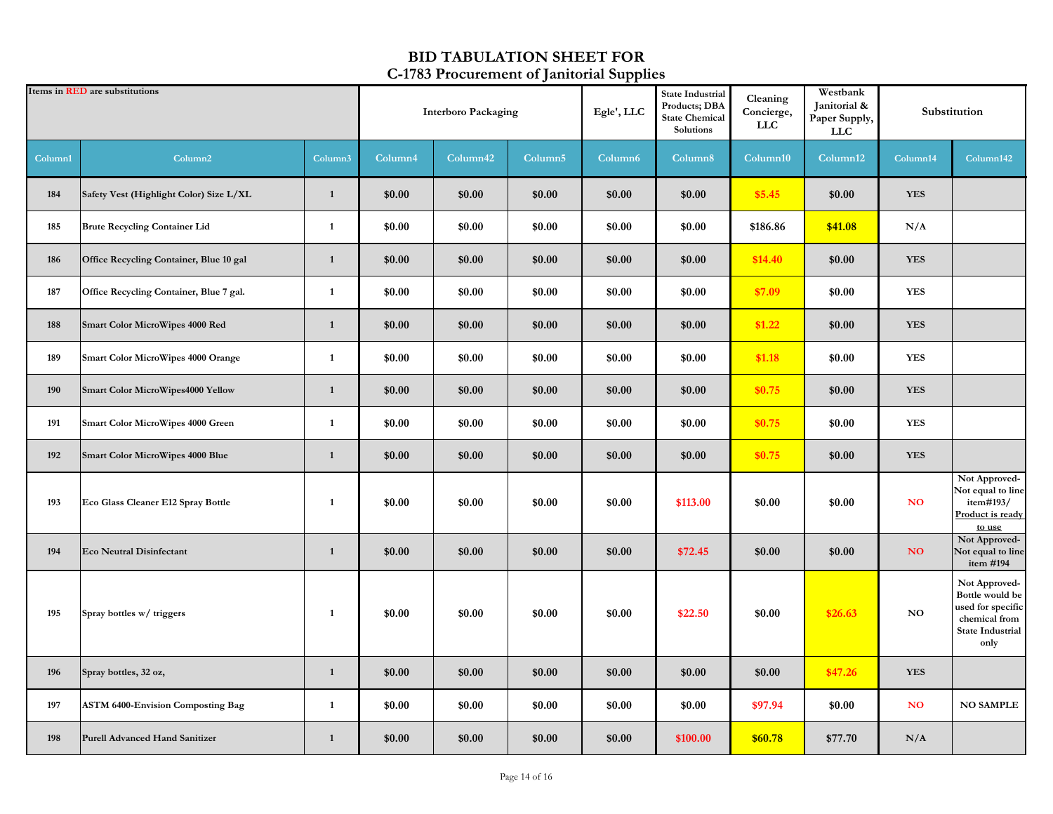# BID TABULATION SHEET FOR
# C-1783 Procurement of Janitorial Supplies

| Items in RED are substitutions | | | Interboro Packaging | | | Egle', LLC | State Industrial Products; DBA State Chemical Solutions | Cleaning Concierge, LLC | Westbank Janitorial & Paper Supply, LLC | Substitution | |
|---|---|---|---|---|---|---|---|---|---|---|---|
| Column1 | Column2 | Column3 | Column4 | Column42 | Column5 | Column6 | Column8 | Column10 | Column12 | Column14 | Column142 |
| 184 | Safety Vest (Highlight Color) Size L/XL | 1 | $0.00 | $0.00 | $0.00 | $0.00 | $0.00 | $5.45 | $0.00 | YES | |
| 185 | Brute Recycling Container Lid | 1 | $0.00 | $0.00 | $0.00 | $0.00 | $0.00 | $186.86 | $41.08 | N/A | |
| 186 | Office Recycling Container, Blue 10 gal | 1 | $0.00 | $0.00 | $0.00 | $0.00 | $0.00 | $14.40 | $0.00 | YES | |
| 187 | Office Recycling Container, Blue 7 gal. | 1 | $0.00 | $0.00 | $0.00 | $0.00 | $0.00 | $7.09 | $0.00 | YES | |
| 188 | Smart Color MicroWipes 4000 Red | 1 | $0.00 | $0.00 | $0.00 | $0.00 | $0.00 | $1.22 | $0.00 | YES | |
| 189 | Smart Color MicroWipes 4000 Orange | 1 | $0.00 | $0.00 | $0.00 | $0.00 | $0.00 | $1.18 | $0.00 | YES | |
| 190 | Smart Color MicroWipes4000 Yellow | 1 | $0.00 | $0.00 | $0.00 | $0.00 | $0.00 | $0.75 | $0.00 | YES | |
| 191 | Smart Color MicroWipes 4000 Green | 1 | $0.00 | $0.00 | $0.00 | $0.00 | $0.00 | $0.75 | $0.00 | YES | |
| 192 | Smart Color MicroWipes 4000 Blue | 1 | $0.00 | $0.00 | $0.00 | $0.00 | $0.00 | $0.75 | $0.00 | YES | |
| 193 | Eco Glass Cleaner E12 Spray Bottle | 1 | $0.00 | $0.00 | $0.00 | $0.00 | $113.00 | $0.00 | $0.00 | NO | Not Approved-Not equal to line item#193/ Product is ready to use |
| 194 | Eco Neutral Disinfectant | 1 | $0.00 | $0.00 | $0.00 | $0.00 | $72.45 | $0.00 | $0.00 | NO | Not Approved-Not equal to line item #194 |
| 195 | Spray bottles w/ triggers | 1 | $0.00 | $0.00 | $0.00 | $0.00 | $22.50 | $0.00 | $26.63 | NO | Not Approved-Bottle would be used for specific chemical from State Industrial only |
| 196 | Spray bottles, 32 oz, | 1 | $0.00 | $0.00 | $0.00 | $0.00 | $0.00 | $0.00 | $47.26 | YES | |
| 197 | ASTM 6400-Envision Composting Bag | 1 | $0.00 | $0.00 | $0.00 | $0.00 | $0.00 | $97.94 | $0.00 | NO | NO SAMPLE |
| 198 | Purell Advanced Hand Sanitizer | 1 | $0.00 | $0.00 | $0.00 | $0.00 | $100.00 | $60.78 | $77.70 | N/A | |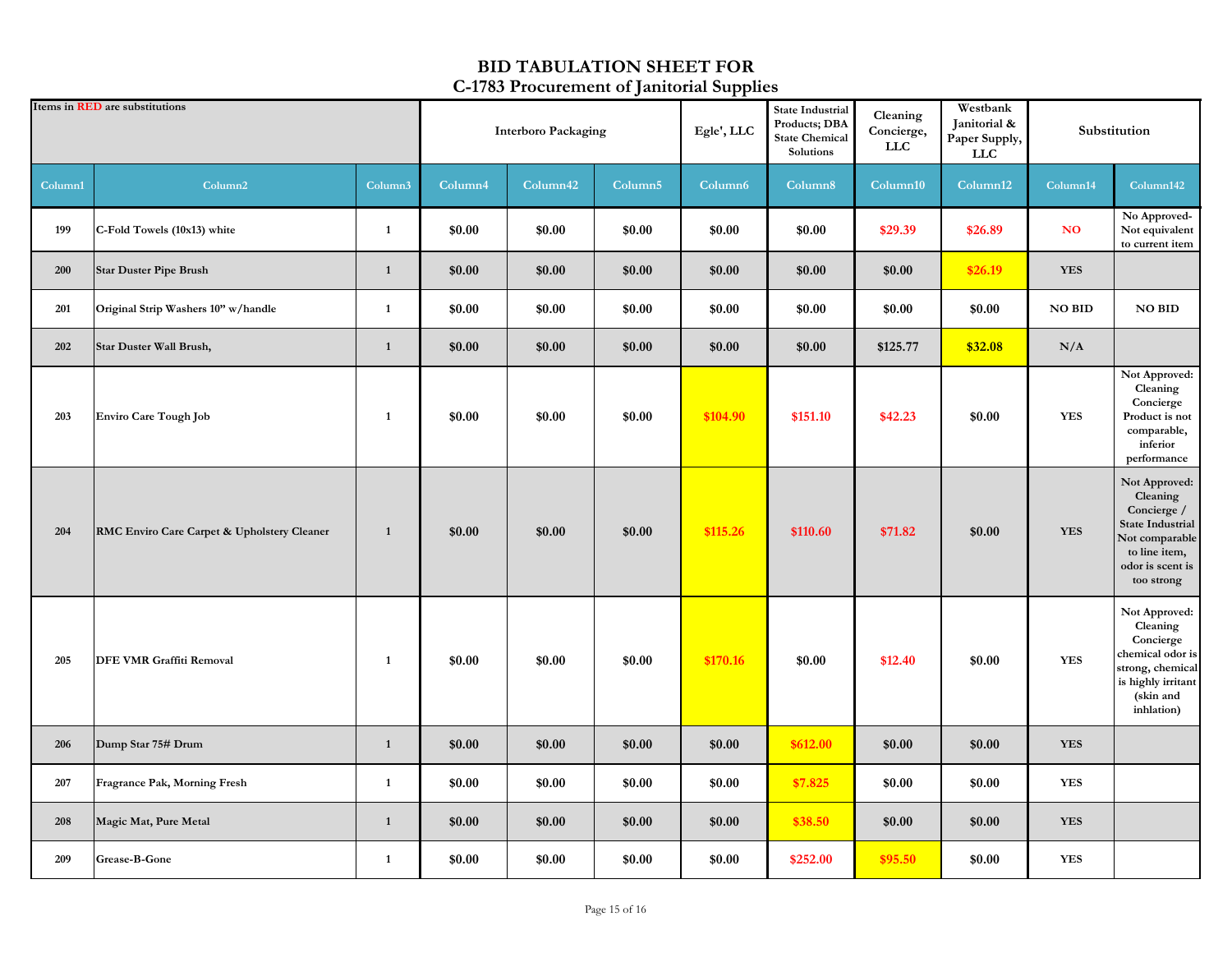# BID TABULATION SHEET FOR
# C-1783 Procurement of Janitorial Supplies

| Items in RED are substitutions | | | Interboro Packaging | | | Egle', LLC | State Industrial Products; DBA State Chemical Solutions | Cleaning Concierge, LLC | Westbank Janitorial & Paper Supply, LLC | Substitution | |
|---|---|---|---|---|---|---|---|---|---|---|---|
| Column1 | Column2 | Column3 | Column4 | Column42 | Column5 | Column6 | Column8 | Column10 | Column12 | Column14 | Column142 |
| 199 | C-Fold Towels (10x13) white | 1 | $0.00 | $0.00 | $0.00 | $0.00 | $0.00 | $29.39 | $26.89 | NO | No Approved- Not equivalent to current item |
| 200 | Star Duster Pipe Brush | 1 | $0.00 | $0.00 | $0.00 | $0.00 | $0.00 | $0.00 | $26.19 | YES | |
| 201 | Original Strip Washers 10" w/handle | 1 | $0.00 | $0.00 | $0.00 | $0.00 | $0.00 | $0.00 | $0.00 | NO BID | NO BID |
| 202 | Star Duster Wall Brush, | 1 | $0.00 | $0.00 | $0.00 | $0.00 | $0.00 | $125.77 | $32.08 | N/A | |
| 203 | Enviro Care Tough Job | 1 | $0.00 | $0.00 | $0.00 | $104.90 | $151.10 | $42.23 | $0.00 | YES | Not Approved: Cleaning Concierge Product is not comparable, inferior performance |
| 204 | RMC Enviro Care Carpet & Upholstery Cleaner | 1 | $0.00 | $0.00 | $0.00 | $115.26 | $110.60 | $71.82 | $0.00 | YES | Not Approved: Cleaning Concierge / State Industrial Not comparable to line item, odor is scent is too strong |
| 205 | DFE VMR Graffiti Removal | 1 | $0.00 | $0.00 | $0.00 | $170.16 | $0.00 | $12.40 | $0.00 | YES | Not Approved: Cleaning Concierge chemical odor is strong, chemical is highly irritant (skin and inhlation) |
| 206 | Dump Star 75# Drum | 1 | $0.00 | $0.00 | $0.00 | $0.00 | $612.00 | $0.00 | $0.00 | YES | |
| 207 | Fragrance Pak, Morning Fresh | 1 | $0.00 | $0.00 | $0.00 | $0.00 | $7.825 | $0.00 | $0.00 | YES | |
| 208 | Magic Mat, Pure Metal | 1 | $0.00 | $0.00 | $0.00 | $0.00 | $38.50 | $0.00 | $0.00 | YES | |
| 209 | Grease-B-Gone | 1 | $0.00 | $0.00 | $0.00 | $0.00 | $252.00 | $95.50 | $0.00 | YES | |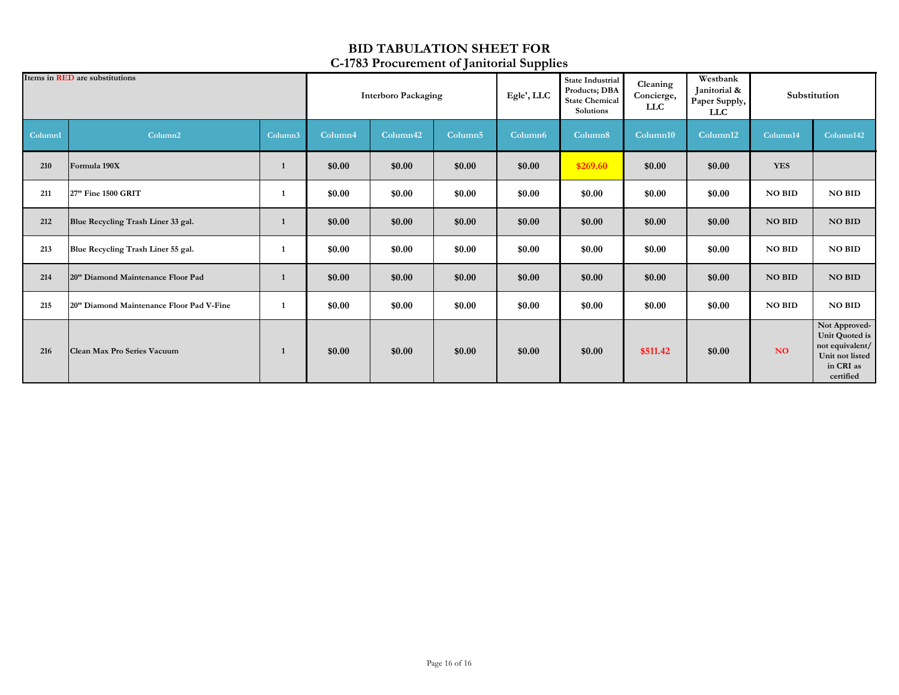# BID TABULATION SHEET FOR
# C-1783 Procurement of Janitorial Supplies

| Items in RED are substitutions | | | Interboro Packaging | | | Egle', LLC | State Industrial Products; DBA State Chemical Solutions | Cleaning Concierge, LLC | Westbank Janitorial & Paper Supply, LLC | Substitution | |
|---|---|---|---|---|---|---|---|---|---|---|---|
| Column1 | Column2 | Column3 | Column4 | Column42 | Column5 | Column6 | Column8 | Column10 | Column12 | Column14 | Column142 |
| 210 | Formula 190X | 1 | $0.00 | $0.00 | $0.00 | $0.00 | $269.60 | $0.00 | $0.00 | YES | |
| 211 | 27" Fine 1500 GRIT | 1 | $0.00 | $0.00 | $0.00 | $0.00 | $0.00 | $0.00 | $0.00 | NO BID | NO BID |
| 212 | Blue Recycling Trash Liner 33 gal. | 1 | $0.00 | $0.00 | $0.00 | $0.00 | $0.00 | $0.00 | $0.00 | NO BID | NO BID |
| 213 | Blue Recycling Trash Liner 55 gal. | 1 | $0.00 | $0.00 | $0.00 | $0.00 | $0.00 | $0.00 | $0.00 | NO BID | NO BID |
| 214 | 20" Diamond Maintenance Floor Pad | 1 | $0.00 | $0.00 | $0.00 | $0.00 | $0.00 | $0.00 | $0.00 | NO BID | NO BID |
| 215 | 20" Diamond Maintenance Floor Pad V-Fine | 1 | $0.00 | $0.00 | $0.00 | $0.00 | $0.00 | $0.00 | $0.00 | NO BID | NO BID |
| 216 | Clean Max Pro Series Vacuum | 1 | $0.00 | $0.00 | $0.00 | $0.00 | $0.00 | $511.42 | $0.00 | NO | Not Approved-Unit Quoted is not equivalent/ Unit not listed in CRI as certified |